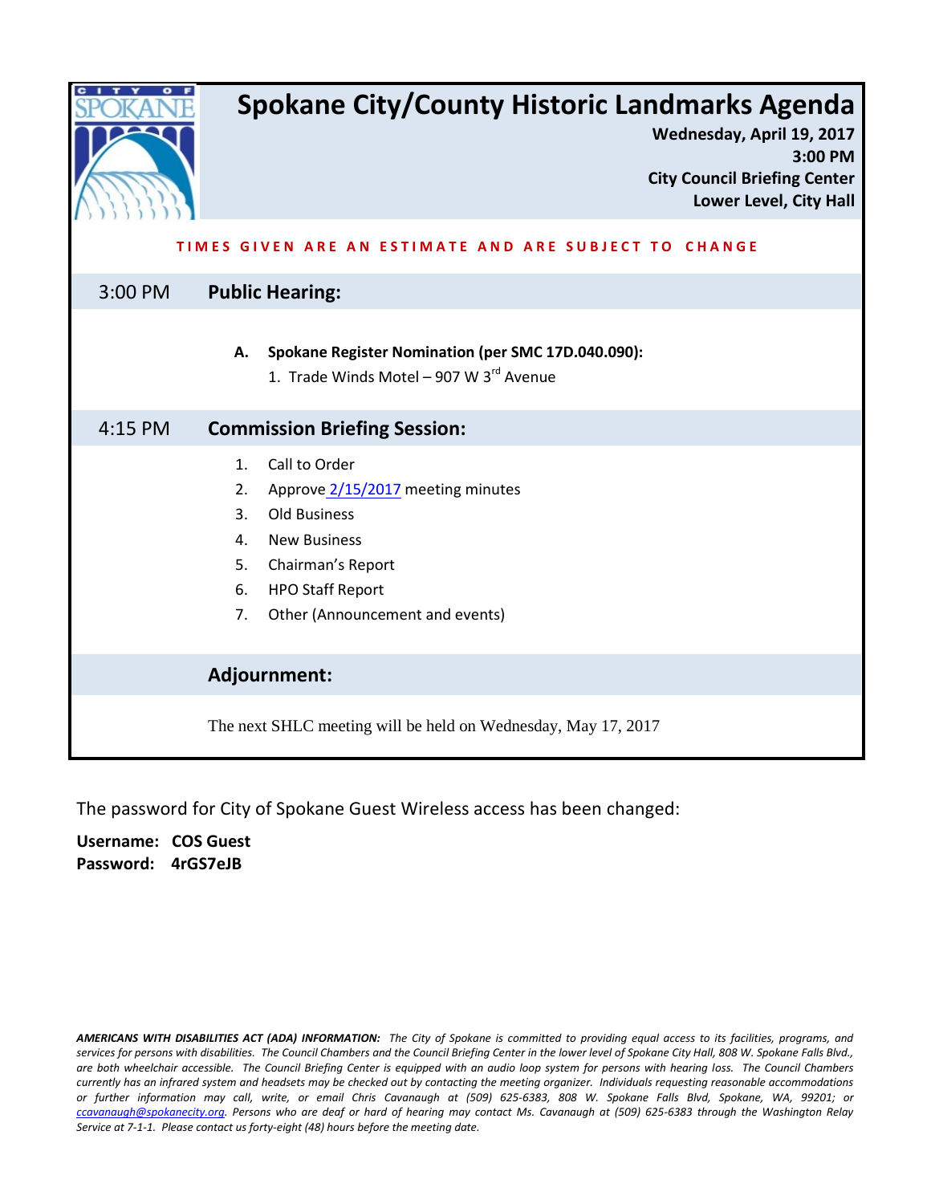# Spokane City/County Historic Landmarks Agenda

**Wednesday, April 19, 2017**
**3:00 PM**
**City Council Briefing Center**
**Lower Level, City Hall**

**TIMES GIVEN ARE AN ESTIMATE AND ARE SUBJECT TO CHANGE**

## 3:00 PM Public Hearing:

**A. Spokane Register Nomination (per SMC 17D.040.090):**

1. Trade Winds Motel – 907 W 3rd Avenue

## 4:15 PM Commission Briefing Session:

1. Call to Order
2. Approve 2/15/2017 meeting minutes
3. Old Business
4. New Business
5. Chairman's Report
6. HPO Staff Report
7. Other (Announcement and events)

## Adjournment:

The next SHLC meeting will be held on Wednesday, May 17, 2017

The password for City of Spokane Guest Wireless access has been changed:

**Username: COS Guest**
**Password: 4rGS7eJB**

***AMERICANS WITH DISABILITIES ACT (ADA) INFORMATION:*** *The City of Spokane is committed to providing equal access to its facilities, programs, and services for persons with disabilities. The Council Chambers and the Council Briefing Center in the lower level of Spokane City Hall, 808 W. Spokane Falls Blvd., are both wheelchair accessible. The Council Briefing Center is equipped with an audio loop system for persons with hearing loss. The Council Chambers currently has an infrared system and headsets may be checked out by contacting the meeting organizer. Individuals requesting reasonable accommodations or further information may call, write, or email Chris Cavanaugh at (509) 625-6383, 808 W. Spokane Falls Blvd, Spokane, WA, 99201; or ccavanaugh@spokanecity.org. Persons who are deaf or hard of hearing may contact Ms. Cavanaugh at (509) 625-6383 through the Washington Relay Service at 7-1-1. Please contact us forty-eight (48) hours before the meeting date.*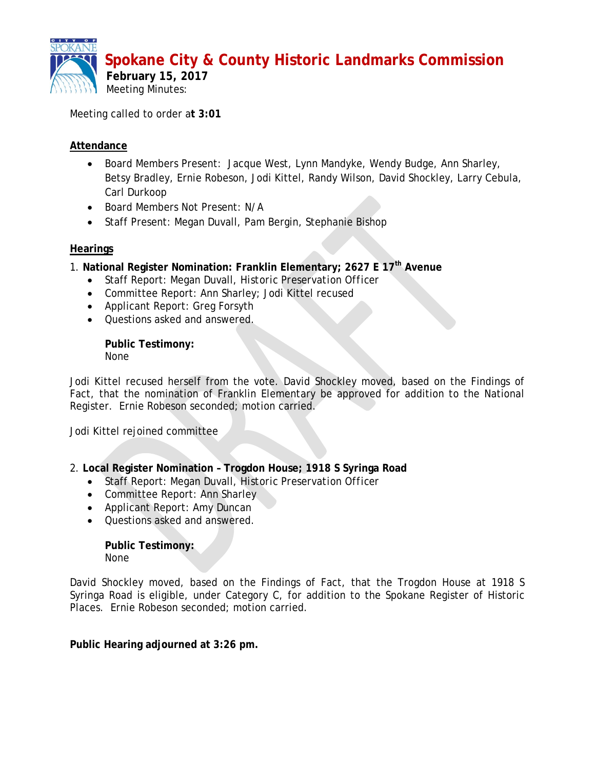# Spokane City & County Historic Landmarks Commission

**February 15, 2017**

Meeting Minutes:

Meeting called to order a**t 3:01**

## Attendance

- Board Members Present: Jacque West, Lynn Mandyke, Wendy Budge, Ann Sharley, Betsy Bradley, Ernie Robeson, Jodi Kittel, Randy Wilson, David Shockley, Larry Cebula, Carl Durkoop
- Board Members Not Present: N/A
- Staff Present: Megan Duvall, Pam Bergin, Stephanie Bishop

## Hearings

1. **National Register Nomination: Franklin Elementary; 2627 E 17th Avenue**
   - Staff Report: Megan Duvall, Historic Preservation Officer
   - Committee Report: Ann Sharley; Jodi Kittel recused
   - Applicant Report: Greg Forsyth
   - Questions asked and answered.

   **Public Testimony:**
   None

Jodi Kittel recused herself from the vote. David Shockley moved, based on the Findings of Fact, that the nomination of Franklin Elementary be approved for addition to the National Register. Ernie Robeson seconded; motion carried.

Jodi Kittel rejoined committee

2. **Local Register Nomination – Trogdon House; 1918 S Syringa Road**
   - Staff Report: Megan Duvall, Historic Preservation Officer
   - Committee Report: Ann Sharley
   - Applicant Report: Amy Duncan
   - Questions asked and answered.

   **Public Testimony:**
   None

David Shockley moved, based on the Findings of Fact, that the Trogdon House at 1918 S Syringa Road is eligible, under Category C, for addition to the Spokane Register of Historic Places. Ernie Robeson seconded; motion carried.

**Public Hearing adjourned at 3:26 pm.**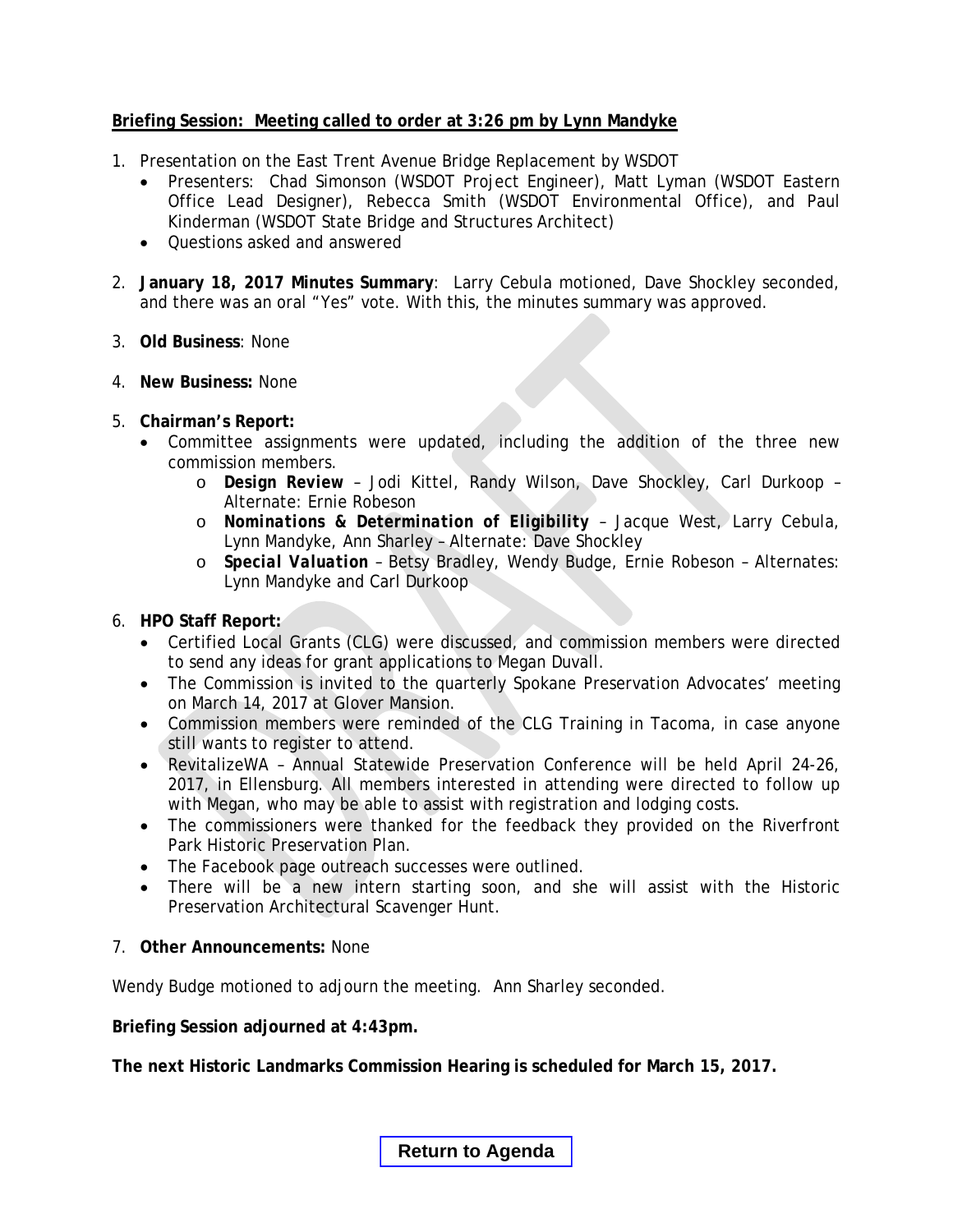**Briefing Session: Meeting called to order at 3:26 pm by Lynn Mandyke**

1. Presentation on the East Trent Avenue Bridge Replacement by WSDOT
   - Presenters: Chad Simonson (WSDOT Project Engineer), Matt Lyman (WSDOT Eastern Office Lead Designer), Rebecca Smith (WSDOT Environmental Office), and Paul Kinderman (WSDOT State Bridge and Structures Architect)
   - Questions asked and answered

2. **January 18, 2017 Minutes Summary**: Larry Cebula motioned, Dave Shockley seconded, and there was an oral "Yes" vote. With this, the minutes summary was approved.

3. **Old Business**: None

4. **New Business:** None

5. **Chairman's Report:**
   - Committee assignments were updated, including the addition of the three new commission members.
     - ***Design Review*** – Jodi Kittel, Randy Wilson, Dave Shockley, Carl Durkoop – Alternate: Ernie Robeson
     - ***Nominations & Determination of Eligibility*** – Jacque West, Larry Cebula, Lynn Mandyke, Ann Sharley – Alternate: Dave Shockley
     - ***Special Valuation*** – Betsy Bradley, Wendy Budge, Ernie Robeson – Alternates: Lynn Mandyke and Carl Durkoop

6. **HPO Staff Report:**
   - Certified Local Grants (CLG) were discussed, and commission members were directed to send any ideas for grant applications to Megan Duvall.
   - The Commission is invited to the quarterly Spokane Preservation Advocates' meeting on March 14, 2017 at Glover Mansion.
   - Commission members were reminded of the CLG Training in Tacoma, in case anyone still wants to register to attend.
   - RevitalizeWA – Annual Statewide Preservation Conference will be held April 24-26, 2017, in Ellensburg. All members interested in attending were directed to follow up with Megan, who may be able to assist with registration and lodging costs.
   - The commissioners were thanked for the feedback they provided on the Riverfront Park Historic Preservation Plan.
   - The Facebook page outreach successes were outlined.
   - There will be a new intern starting soon, and she will assist with the Historic Preservation Architectural Scavenger Hunt.

7. **Other Announcements:** None

Wendy Budge motioned to adjourn the meeting. Ann Sharley seconded.

**Briefing Session adjourned at 4:43pm.**

**The next Historic Landmarks Commission Hearing is scheduled for March 15, 2017.**

**Return to Agenda**